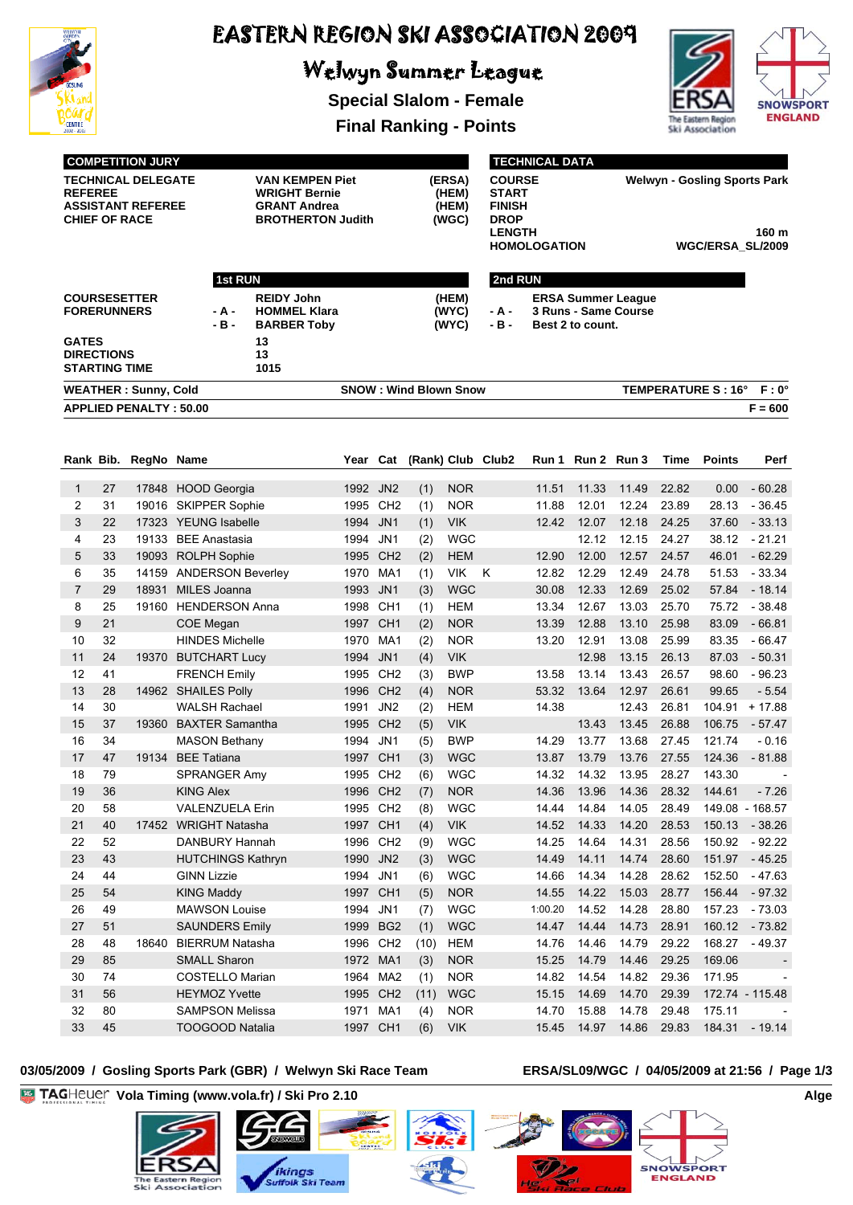# EASTERN REGION SKI ASSOCIATION 2009

## Welwyn Summer League

### Special Slalom - Female

### Final Ranking - Points

| COMPETITION JURY | | |
|---|---|---|
| TECHNICAL DELEGATE | VAN KEMPEN Piet | (ERSA) |
| REFEREE | WRIGHT Bernie | (HEM) |
| ASSISTANT REFEREE | GRANT Andrea | (HEM) |
| CHIEF OF RACE | BROTHERTON Judith | (WGC) |

| TECHNICAL DATA | |
|---|---|
| COURSE | Welwyn - Gosling Sports Park |
| START | |
| FINISH | |
| DROP | |
| LENGTH | 160 m |
| HOMOLOGATION | WGC/ERSA_SL/2009 |

| | 1st RUN | | | 2nd RUN |
|---|---|---|---|---|
| COURSESETTER | | REIDY John | (HEM) | ERSA Summer League |
| FORERUNNERS | - A - | HOMMEL Klara | (WYC) | - A - 3 Runs - Same Course |
| | - B - | BARBER Toby | (WYC) | - B - Best 2 to count. |
| GATES | | 13 | | |
| DIRECTIONS | | 13 | | |
| STARTING TIME | | 1015 | | |

WEATHER : Sunny, Cold — SNOW : Wind Blown Snow — TEMPERATURE S : 16° F : 0°

APPLIED PENALTY : 50.00 — F = 600

| Rank | Bib. | RegNo | Name | Year | Cat | (Rank) | Club | Club2 | Run 1 | Run 2 | Run 3 | Time | Points | Perf |
|---|---|---|---|---|---|---|---|---|---|---|---|---|---|---|
| 1 | 27 | 17848 | HOOD Georgia | 1992 | JN2 | (1) | NOR | | 11.51 | 11.33 | 11.49 | 22.82 | 0.00 | - 60.28 |
| 2 | 31 | 19016 | SKIPPER Sophie | 1995 | CH2 | (1) | NOR | | 11.88 | 12.01 | 12.24 | 23.89 | 28.13 | - 36.45 |
| 3 | 22 | 17323 | YEUNG Isabelle | 1994 | JN1 | (1) | VIK | | 12.42 | 12.07 | 12.18 | 24.25 | 37.60 | - 33.13 |
| 4 | 23 | 19133 | BEE Anastasia | 1994 | JN1 | (2) | WGC | | | 12.12 | 12.15 | 24.27 | 38.12 | - 21.21 |
| 5 | 33 | 19093 | ROLPH Sophie | 1995 | CH2 | (2) | HEM | | 12.90 | 12.00 | 12.57 | 24.57 | 46.01 | - 62.29 |
| 6 | 35 | 14159 | ANDERSON Beverley | 1970 | MA1 | (1) | VIK | K | 12.82 | 12.29 | 12.49 | 24.78 | 51.53 | - 33.34 |
| 7 | 29 | 18931 | MILES Joanna | 1993 | JN1 | (3) | WGC | | 30.08 | 12.33 | 12.69 | 25.02 | 57.84 | - 18.14 |
| 8 | 25 | 19160 | HENDERSON Anna | 1998 | CH1 | (1) | HEM | | 13.34 | 12.67 | 13.03 | 25.70 | 75.72 | - 38.48 |
| 9 | 21 | | COE Megan | 1997 | CH1 | (2) | NOR | | 13.39 | 12.88 | 13.10 | 25.98 | 83.09 | - 66.81 |
| 10 | 32 | | HINDES Michelle | 1970 | MA1 | (2) | NOR | | 13.20 | 12.91 | 13.08 | 25.99 | 83.35 | - 66.47 |
| 11 | 24 | 19370 | BUTCHART Lucy | 1994 | JN1 | (4) | VIK | | | 12.98 | 13.15 | 26.13 | 87.03 | - 50.31 |
| 12 | 41 | | FRENCH Emily | 1995 | CH2 | (3) | BWP | | 13.58 | 13.14 | 13.43 | 26.57 | 98.60 | - 96.23 |
| 13 | 28 | 14962 | SHAILES Polly | 1996 | CH2 | (4) | NOR | | 53.32 | 13.64 | 12.97 | 26.61 | 99.65 | - 5.54 |
| 14 | 30 | | WALSH Rachael | 1991 | JN2 | (2) | HEM | | 14.38 | | 12.43 | 26.81 | 104.91 | + 17.88 |
| 15 | 37 | 19360 | BAXTER Samantha | 1995 | CH2 | (5) | VIK | | | 13.43 | 13.45 | 26.88 | 106.75 | - 57.47 |
| 16 | 34 | | MASON Bethany | 1994 | JN1 | (5) | BWP | | 14.29 | 13.77 | 13.68 | 27.45 | 121.74 | - 0.16 |
| 17 | 47 | 19134 | BEE Tatiana | 1997 | CH1 | (3) | WGC | | 13.87 | 13.79 | 13.76 | 27.55 | 124.36 | - 81.88 |
| 18 | 79 | | SPRANGER Amy | 1995 | CH2 | (6) | WGC | | 14.32 | 14.32 | 13.95 | 28.27 | 143.30 | - |
| 19 | 36 | | KING Alex | 1996 | CH2 | (7) | NOR | | 14.36 | 13.96 | 14.36 | 28.32 | 144.61 | - 7.26 |
| 20 | 58 | | VALENZUELA Erin | 1995 | CH2 | (8) | WGC | | 14.44 | 14.84 | 14.05 | 28.49 | 149.08 | - 168.57 |
| 21 | 40 | 17452 | WRIGHT Natasha | 1997 | CH1 | (4) | VIK | | 14.52 | 14.33 | 14.20 | 28.53 | 150.13 | - 38.26 |
| 22 | 52 | | DANBURY Hannah | 1996 | CH2 | (9) | WGC | | 14.25 | 14.64 | 14.31 | 28.56 | 150.92 | - 92.22 |
| 23 | 43 | | HUTCHINGS Kathryn | 1990 | JN2 | (3) | WGC | | 14.49 | 14.11 | 14.74 | 28.60 | 151.97 | - 45.25 |
| 24 | 44 | | GINN Lizzie | 1994 | JN1 | (6) | WGC | | 14.66 | 14.34 | 14.28 | 28.62 | 152.50 | - 47.63 |
| 25 | 54 | | KING Maddy | 1997 | CH1 | (5) | NOR | | 14.55 | 14.22 | 15.03 | 28.77 | 156.44 | - 97.32 |
| 26 | 49 | | MAWSON Louise | 1994 | JN1 | (7) | WGC | | 1:00.20 | 14.52 | 14.28 | 28.80 | 157.23 | - 73.03 |
| 27 | 51 | | SAUNDERS Emily | 1999 | BG2 | (1) | WGC | | 14.47 | 14.44 | 14.73 | 28.91 | 160.12 | - 73.82 |
| 28 | 48 | 18640 | BIERRUM Natasha | 1996 | CH2 | (10) | HEM | | 14.76 | 14.46 | 14.79 | 29.22 | 168.27 | - 49.37 |
| 29 | 85 | | SMALL Sharon | 1972 | MA1 | (3) | NOR | | 15.25 | 14.79 | 14.46 | 29.25 | 169.06 | - |
| 30 | 74 | | COSTELLO Marian | 1964 | MA2 | (1) | NOR | | 14.82 | 14.54 | 14.82 | 29.36 | 171.95 | - |
| 31 | 56 | | HEYMOZ Yvette | 1995 | CH2 | (11) | WGC | | 15.15 | 14.69 | 14.70 | 29.39 | 172.74 | - 115.48 |
| 32 | 80 | | SAMPSON Melissa | 1971 | MA1 | (4) | NOR | | 14.70 | 15.88 | 14.78 | 29.48 | 175.11 | - |
| 33 | 45 | | TOOGOOD Natalia | 1997 | CH1 | (6) | VIK | | 15.45 | 14.97 | 14.86 | 29.83 | 184.31 | - 19.14 |

03/05/2009 / Gosling Sports Park (GBR) / Welwyn Ski Race Team — ERSA/SL09/WGC / 04/05/2009 at 21:56

TAG Heuer Vola Timing (www.vola.fr) / Ski Pro 2.10 — Alge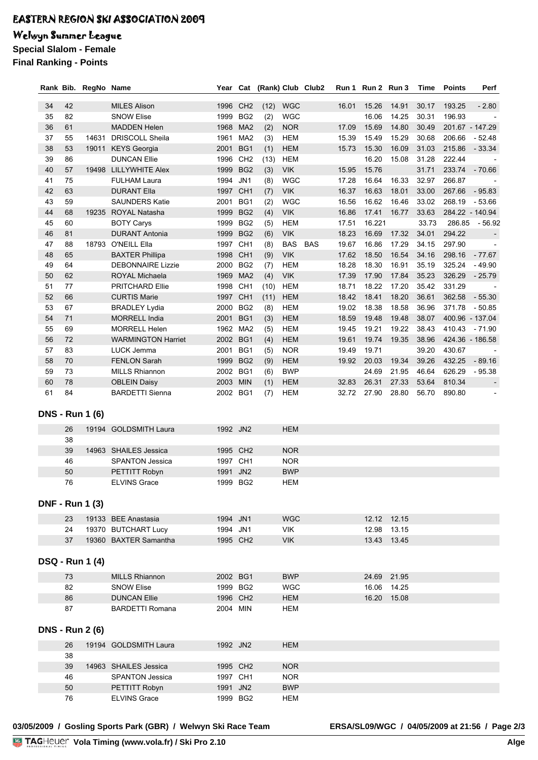# EASTERN REGION SKI ASSOCIATION 2009

## Welwyn Summer League

**Special Slalom - Female**

**Final Ranking - Points**

| Rank | Bib. | RegNo | Name | Year | Cat | (Rank) | Club | Club2 | Run 1 | Run 2 | Run 3 | Time | Points | Perf |
|---|---|---|---|---|---|---|---|---|---|---|---|---|---|---|
| 34 | 42 | | MILES Alison | 1996 | CH2 | (12) | WGC | | 16.01 | 15.26 | 14.91 | 30.17 | 193.25 | - 2.80 |
| 35 | 82 | | SNOW Elise | 1999 | BG2 | (2) | WGC | | | 16.06 | 14.25 | 30.31 | 196.93 | - |
| 36 | 61 | | MADDEN Helen | 1968 | MA2 | (2) | NOR | | 17.09 | 15.69 | 14.80 | 30.49 | 201.67 | - 147.29 |
| 37 | 55 | 14631 | DRISCOLL Sheila | 1961 | MA2 | (3) | HEM | | 15.39 | 15.49 | 15.29 | 30.68 | 206.66 | - 52.48 |
| 38 | 53 | 19011 | KEYS Georgia | 2001 | BG1 | (1) | HEM | | 15.73 | 15.30 | 16.09 | 31.03 | 215.86 | - 33.34 |
| 39 | 86 | | DUNCAN Ellie | 1996 | CH2 | (13) | HEM | | | 16.20 | 15.08 | 31.28 | 222.44 | - |
| 40 | 57 | 19498 | LILLYWHITE Alex | 1999 | BG2 | (3) | VIK | | 15.95 | 15.76 | | 31.71 | 233.74 | - 70.66 |
| 41 | 75 | | FULHAM Laura | 1994 | JN1 | (8) | WGC | | 17.28 | 16.64 | 16.33 | 32.97 | 266.87 | - |
| 42 | 63 | | DURANT Ella | 1997 | CH1 | (7) | VIK | | 16.37 | 16.63 | 18.01 | 33.00 | 267.66 | - 95.83 |
| 43 | 59 | | SAUNDERS Katie | 2001 | BG1 | (2) | WGC | | 16.56 | 16.62 | 16.46 | 33.02 | 268.19 | - 53.66 |
| 44 | 68 | 19235 | ROYAL Natasha | 1999 | BG2 | (4) | VIK | | 16.86 | 17.41 | 16.77 | 33.63 | 284.22 | - 140.94 |
| 45 | 60 | | BOTY Carys | 1999 | BG2 | (5) | HEM | | 17.51 | 16.221 | | 33.73 | 286.85 | - 56.92 |
| 46 | 81 | | DURANT Antonia | 1999 | BG2 | (6) | VIK | | 18.23 | 16.69 | 17.32 | 34.01 | 294.22 | - |
| 47 | 88 | 18793 | O'NEILL Ella | 1997 | CH1 | (8) | BAS | BAS | 19.67 | 16.86 | 17.29 | 34.15 | 297.90 | - |
| 48 | 65 | | BAXTER Phillipa | 1998 | CH1 | (9) | VIK | | 17.62 | 18.50 | 16.54 | 34.16 | 298.16 | - 77.67 |
| 49 | 64 | | DEBONNAIRE Lizzie | 2000 | BG2 | (7) | HEM | | 18.28 | 18.30 | 16.91 | 35.19 | 325.24 | - 49.90 |
| 50 | 62 | | ROYAL Michaela | 1969 | MA2 | (4) | VIK | | 17.39 | 17.90 | 17.84 | 35.23 | 326.29 | - 25.79 |
| 51 | 77 | | PRITCHARD Ellie | 1998 | CH1 | (10) | HEM | | 18.71 | 18.22 | 17.20 | 35.42 | 331.29 | - |
| 52 | 66 | | CURTIS Marie | 1997 | CH1 | (11) | HEM | | 18.42 | 18.41 | 18.20 | 36.61 | 362.58 | - 55.30 |
| 53 | 67 | | BRADLEY Lydia | 2000 | BG2 | (8) | HEM | | 19.02 | 18.38 | 18.58 | 36.96 | 371.78 | - 50.85 |
| 54 | 71 | | MORRELL India | 2001 | BG1 | (3) | HEM | | 18.59 | 19.48 | 19.48 | 38.07 | 400.96 | - 137.04 |
| 55 | 69 | | MORRELL Helen | 1962 | MA2 | (5) | HEM | | 19.45 | 19.21 | 19.22 | 38.43 | 410.43 | - 71.90 |
| 56 | 72 | | WARMINGTON Harriet | 2002 | BG1 | (4) | HEM | | 19.61 | 19.74 | 19.35 | 38.96 | 424.36 | - 186.58 |
| 57 | 83 | | LUCK Jemma | 2001 | BG1 | (5) | NOR | | 19.49 | 19.71 | | 39.20 | 430.67 | - |
| 58 | 70 | | FENLON Sarah | 1999 | BG2 | (9) | HEM | | 19.92 | 20.03 | 19.34 | 39.26 | 432.25 | - 89.16 |
| 59 | 73 | | MILLS Rhiannon | 2002 | BG1 | (6) | BWP | | | 24.69 | 21.95 | 46.64 | 626.29 | - 95.38 |
| 60 | 78 | | OBLEIN Daisy | 2003 | MIN | (1) | HEM | | 32.83 | 26.31 | 27.33 | 53.64 | 810.34 | - |
| 61 | 84 | | BARDETTI Sienna | 2002 | BG1 | (7) | HEM | | 32.72 | 27.90 | 28.80 | 56.70 | 890.80 | - |

### DNS - Run 1 (6)

| Bib. | RegNo | Name | Year | Cat | Club |
|---|---|---|---|---|---|
| 26 | 19194 | GOLDSMITH Laura | 1992 | JN2 | HEM |
| 38 | | | | | |
| 39 | 14963 | SHAILES Jessica | 1995 | CH2 | NOR |
| 46 | | SPANTON Jessica | 1997 | CH1 | NOR |
| 50 | | PETTITT Robyn | 1991 | JN2 | BWP |
| 76 | | ELVINS Grace | 1999 | BG2 | HEM |

### DNF - Run 1 (3)

| Bib. | RegNo | Name | Year | Cat | Club | Run 2 | Run 3 |
|---|---|---|---|---|---|---|---|
| 23 | 19133 | BEE Anastasia | 1994 | JN1 | WGC | 12.12 | 12.15 |
| 24 | 19370 | BUTCHART Lucy | 1994 | JN1 | VIK | 12.98 | 13.15 |
| 37 | 19360 | BAXTER Samantha | 1995 | CH2 | VIK | 13.43 | 13.45 |

### DSQ - Run 1 (4)

| Bib. | RegNo | Name | Year | Cat | Club | Run 2 | Run 3 |
|---|---|---|---|---|---|---|---|
| 73 | | MILLS Rhiannon | 2002 | BG1 | BWP | 24.69 | 21.95 |
| 82 | | SNOW Elise | 1999 | BG2 | WGC | 16.06 | 14.25 |
| 86 | | DUNCAN Ellie | 1996 | CH2 | HEM | 16.20 | 15.08 |
| 87 | | BARDETTI Romana | 2004 | MIN | HEM | | |

### DNS - Run 2 (6)

| Bib. | RegNo | Name | Year | Cat | Club |
|---|---|---|---|---|---|
| 26 | 19194 | GOLDSMITH Laura | 1992 | JN2 | HEM |
| 38 | | | | | |
| 39 | 14963 | SHAILES Jessica | 1995 | CH2 | NOR |
| 46 | | SPANTON Jessica | 1997 | CH1 | NOR |
| 50 | | PETTITT Robyn | 1991 | JN2 | BWP |
| 76 | | ELVINS Grace | 1999 | BG2 | HEM |

03/05/2009 / Gosling Sports Park (GBR) / Welwyn Ski Race Team — ERSA/SL09/WGC / 04/05/2009 at 21:56

TAGHeuer Vola Timing (www.vola.fr) / Ski Pro 2.10 — Alge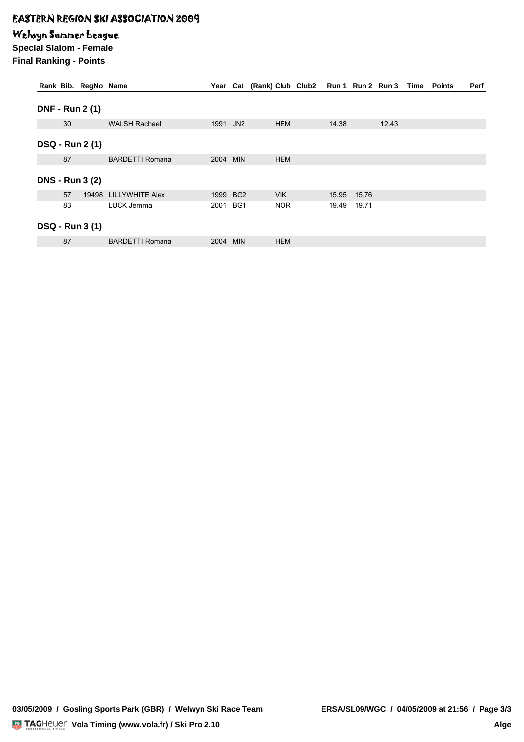# EASTERN REGION SKI ASSOCIATION 2009

## Welwyn Summer League

**Special Slalom - Female**

**Final Ranking - Points**

| Rank | Bib. | RegNo | Name | Year | Cat | (Rank) | Club | Club2 | Run 1 | Run 2 | Run 3 | Time | Points | Perf |
|---|---|---|---|---|---|---|---|---|---|---|---|---|---|---|
| **DNF - Run 2 (1)** | | | | | | | | | | | | | | |
| | 30 | | WALSH Rachael | 1991 | JN2 | | HEM | | 14.38 | | 12.43 | | | |
| **DSQ - Run 2 (1)** | | | | | | | | | | | | | | |
| | 87 | | BARDETTI Romana | 2004 | MIN | | HEM | | | | | | | |
| **DNS - Run 3 (2)** | | | | | | | | | | | | | | |
| | 57 | 19498 | LILLYWHITE Alex | 1999 | BG2 | | VIK | | 15.95 | 15.76 | | | | |
| | 83 | | LUCK Jemma | 2001 | BG1 | | NOR | | 19.49 | 19.71 | | | | |
| **DSQ - Run 3 (1)** | | | | | | | | | | | | | | |
| | 87 | | BARDETTI Romana | 2004 | MIN | | HEM | | | | | | | |

03/05/2009 / Gosling Sports Park (GBR) / Welwyn Ski Race Team ERSA/SL09/WGC / 04/05/2009 at 21:56

TAGHeuer Vola Timing (www.vola.fr) / Ski Pro 2.10 Alge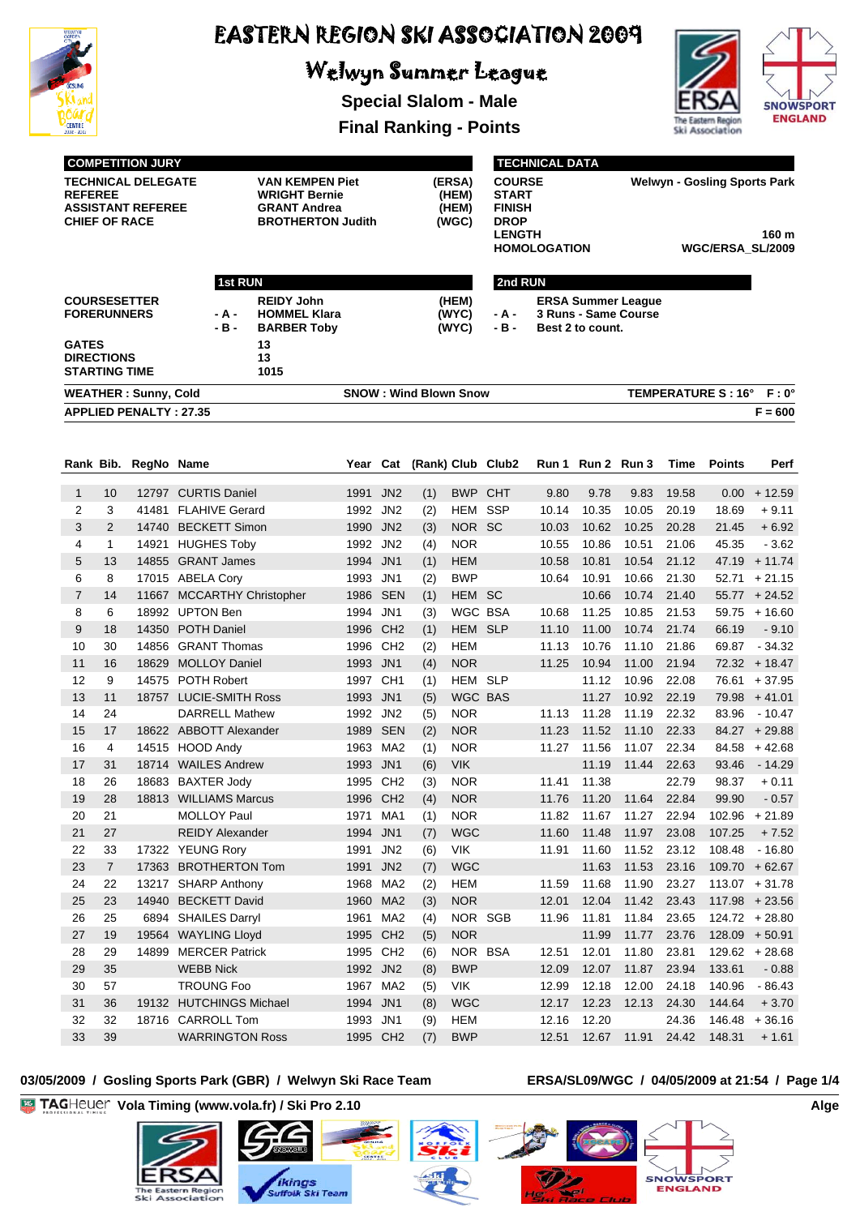# EASTERN REGION SKI ASSOCIATION 2009

## Welwyn Summer League

### Special Slalom - Male

### Final Ranking - Points

| COMPETITION JURY | | |
|---|---|---|
| TECHNICAL DELEGATE | VAN KEMPEN Piet | (ERSA) |
| REFEREE | WRIGHT Bernie | (HEM) |
| ASSISTANT REFEREE | GRANT Andrea | (HEM) |
| CHIEF OF RACE | BROTHERTON Judith | (WGC) |

| TECHNICAL DATA | |
|---|---|
| COURSE | Welwyn - Gosling Sports Park |
| START | |
| FINISH | |
| DROP | |
| LENGTH | 160 m |
| HOMOLOGATION | WGC/ERSA_SL/2009 |

| | 1st RUN | | | 2nd RUN | |
|---|---|---|---|---|---|
| COURSESETTER | | REIDY John | (HEM) | | ERSA Summer League |
| FORERUNNERS | - A - | HOMMEL Klara | (WYC) | - A - | 3 Runs - Same Course |
| | - B - | BARBER Toby | (WYC) | - B - | Best 2 to count. |
| GATES | | 13 | | | |
| DIRECTIONS | | 13 | | | |
| STARTING TIME | | 1015 | | | |

**WEATHER : Sunny, Cold** | **SNOW : Wind Blown Snow** | **TEMPERATURE S : 16° F : 0°**

**APPLIED PENALTY : 27.35** | **F = 600**

| Rank | Bib. | RegNo | Name | Year | Cat | (Rank) | Club | Club2 | Run 1 | Run 2 | Run 3 | Time | Points | Perf |
|---|---|---|---|---|---|---|---|---|---|---|---|---|---|---|
| 1 | 10 | 12797 | CURTIS Daniel | 1991 | JN2 | (1) | BWP | CHT | 9.80 | 9.78 | 9.83 | 19.58 | 0.00 | + 12.59 |
| 2 | 3 | 41481 | FLAHIVE Gerard | 1992 | JN2 | (2) | HEM | SSP | 10.14 | 10.35 | 10.05 | 20.19 | 18.69 | + 9.11 |
| 3 | 2 | 14740 | BECKETT Simon | 1990 | JN2 | (3) | NOR | SC | 10.03 | 10.62 | 10.25 | 20.28 | 21.45 | + 6.92 |
| 4 | 1 | 14921 | HUGHES Toby | 1992 | JN2 | (4) | NOR | | 10.55 | 10.86 | 10.51 | 21.06 | 45.35 | - 3.62 |
| 5 | 13 | 14855 | GRANT James | 1994 | JN1 | (1) | HEM | | 10.58 | 10.81 | 10.54 | 21.12 | 47.19 | + 11.74 |
| 6 | 8 | 17015 | ABELA Cory | 1993 | JN1 | (2) | BWP | | 10.64 | 10.91 | 10.66 | 21.30 | 52.71 | + 21.15 |
| 7 | 14 | 11667 | MCCARTHY Christopher | 1986 | SEN | (1) | HEM | SC | | 10.66 | 10.74 | 21.40 | 55.77 | + 24.52 |
| 8 | 6 | 18992 | UPTON Ben | 1994 | JN1 | (3) | WGC | BSA | 10.68 | 11.25 | 10.85 | 21.53 | 59.75 | + 16.60 |
| 9 | 18 | 14350 | POTH Daniel | 1996 | CH2 | (1) | HEM | SLP | 11.10 | 11.00 | 10.74 | 21.74 | 66.19 | - 9.10 |
| 10 | 30 | 14856 | GRANT Thomas | 1996 | CH2 | (2) | HEM | | 11.13 | 10.76 | 11.10 | 21.86 | 69.87 | - 34.32 |
| 11 | 16 | 18629 | MOLLOY Daniel | 1993 | JN1 | (4) | NOR | | 11.25 | 10.94 | 11.00 | 21.94 | 72.32 | + 18.47 |
| 12 | 9 | 14575 | POTH Robert | 1997 | CH1 | (1) | HEM | SLP | | 11.12 | 10.96 | 22.08 | 76.61 | + 37.95 |
| 13 | 11 | 18757 | LUCIE-SMITH Ross | 1993 | JN1 | (5) | WGC | BAS | | 11.27 | 10.92 | 22.19 | 79.98 | + 41.01 |
| 14 | 24 | | DARRELL Mathew | 1992 | JN2 | (5) | NOR | | 11.13 | 11.28 | 11.19 | 22.32 | 83.96 | - 10.47 |
| 15 | 17 | 18622 | ABBOTT Alexander | 1989 | SEN | (2) | NOR | | 11.23 | 11.52 | 11.10 | 22.33 | 84.27 | + 29.88 |
| 16 | 4 | 14515 | HOOD Andy | 1963 | MA2 | (1) | NOR | | 11.27 | 11.56 | 11.07 | 22.34 | 84.58 | + 42.68 |
| 17 | 31 | 18714 | WAILES Andrew | 1993 | JN1 | (6) | VIK | | | 11.19 | 11.44 | 22.63 | 93.46 | - 14.29 |
| 18 | 26 | 18683 | BAXTER Jody | 1995 | CH2 | (3) | NOR | | 11.41 | 11.38 | | 22.79 | 98.37 | + 0.11 |
| 19 | 28 | 18813 | WILLIAMS Marcus | 1996 | CH2 | (4) | NOR | | 11.76 | 11.20 | 11.64 | 22.84 | 99.90 | - 0.57 |
| 20 | 21 | | MOLLOY Paul | 1971 | MA1 | (1) | NOR | | 11.82 | 11.67 | 11.27 | 22.94 | 102.96 | + 21.89 |
| 21 | 27 | | REIDY Alexander | 1994 | JN1 | (7) | WGC | | 11.60 | 11.48 | 11.97 | 23.08 | 107.25 | + 7.52 |
| 22 | 33 | 17322 | YEUNG Rory | 1991 | JN2 | (6) | VIK | | 11.91 | 11.60 | 11.52 | 23.12 | 108.48 | - 16.80 |
| 23 | 7 | 17363 | BROTHERTON Tom | 1991 | JN2 | (7) | WGC | | | 11.63 | 11.53 | 23.16 | 109.70 | + 62.67 |
| 24 | 22 | 13217 | SHARP Anthony | 1968 | MA2 | (2) | HEM | | 11.59 | 11.68 | 11.90 | 23.27 | 113.07 | + 31.78 |
| 25 | 23 | 14940 | BECKETT David | 1960 | MA2 | (3) | NOR | | 12.01 | 12.04 | 11.42 | 23.43 | 117.98 | + 23.56 |
| 26 | 25 | 6894 | SHAILES Darryl | 1961 | MA2 | (4) | NOR | SGB | 11.96 | 11.81 | 11.84 | 23.65 | 124.72 | + 28.80 |
| 27 | 19 | 19564 | WAYLING Lloyd | 1995 | CH2 | (5) | NOR | | | 11.99 | 11.77 | 23.76 | 128.09 | + 50.91 |
| 28 | 29 | 14899 | MERCER Patrick | 1995 | CH2 | (6) | NOR | BSA | 12.51 | 12.01 | 11.80 | 23.81 | 129.62 | + 28.68 |
| 29 | 35 | | WEBB Nick | 1992 | JN2 | (8) | BWP | | 12.09 | 12.07 | 11.87 | 23.94 | 133.61 | - 0.88 |
| 30 | 57 | | TROUNG Foo | 1967 | MA2 | (5) | VIK | | 12.99 | 12.18 | 12.00 | 24.18 | 140.96 | - 86.43 |
| 31 | 36 | 19132 | HUTCHINGS Michael | 1994 | JN1 | (8) | WGC | | 12.17 | 12.23 | 12.13 | 24.30 | 144.64 | + 3.70 |
| 32 | 32 | 18716 | CARROLL Tom | 1993 | JN1 | (9) | HEM | | 12.16 | 12.20 | | 24.36 | 146.48 | + 36.16 |
| 33 | 39 | | WARRINGTON Ross | 1995 | CH2 | (7) | BWP | | 12.51 | 12.67 | 11.91 | 24.42 | 148.31 | + 1.61 |

03/05/2009 / Gosling Sports Park (GBR) / Welwyn Ski Race Team — ERSA/SL09/WGC / 04/05/2009 at 21:54

TAG Heuer Vola Timing (www.vola.fr) / Ski Pro 2.10 — Alge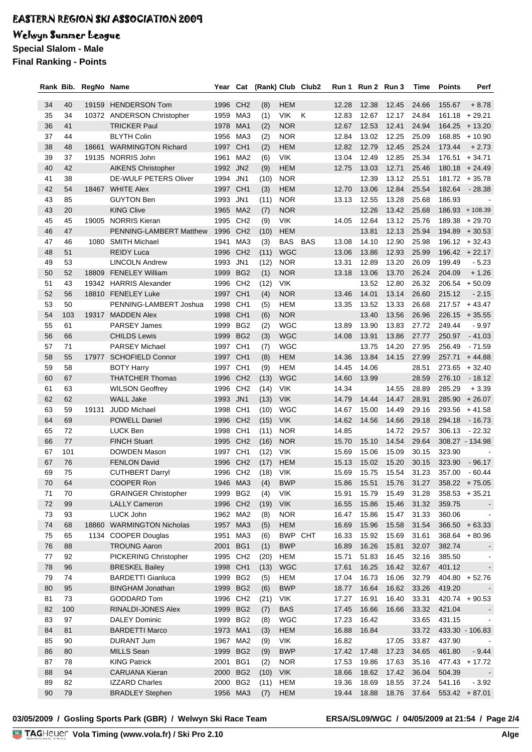# EASTERN REGION SKI ASSOCIATION 2009

## Welwyn Summer League

### Special Slalom - Male

### Final Ranking - Points

| Rank | Bib. | RegNo | Name | Year | Cat | (Rank) | Club | Club2 | Run 1 | Run 2 | Run 3 | Time | Points | Perf |
|---|---|---|---|---|---|---|---|---|---|---|---|---|---|---|
| 34 | 40 | 19159 | HENDERSON Tom | 1996 | CH2 | (8) | HEM | | 12.28 | 12.38 | 12.45 | 24.66 | 155.67 | + 8.78 |
| 35 | 34 | 10372 | ANDERSON Christopher | 1959 | MA3 | (1) | VIK | K | 12.83 | 12.67 | 12.17 | 24.84 | 161.18 | + 29.21 |
| 36 | 41 | | TRICKER Paul | 1978 | MA1 | (2) | NOR | | 12.67 | 12.53 | 12.41 | 24.94 | 164.25 | + 13.20 |
| 37 | 44 | | BLYTH Colin | 1956 | MA3 | (2) | NOR | | 12.84 | 13.02 | 12.25 | 25.09 | 168.85 | + 10.90 |
| 38 | 48 | 18661 | WARMINGTON Richard | 1997 | CH1 | (2) | HEM | | 12.82 | 12.79 | 12.45 | 25.24 | 173.44 | + 2.73 |
| 39 | 37 | 19135 | NORRIS John | 1961 | MA2 | (6) | VIK | | 13.04 | 12.49 | 12.85 | 25.34 | 176.51 | + 34.71 |
| 40 | 42 | | AIKENS Christopher | 1992 | JN2 | (9) | HEM | | 12.75 | 13.03 | 12.71 | 25.46 | 180.18 | + 24.49 |
| 41 | 38 | | DE-WULF PETERS Oliver | 1994 | JN1 | (10) | NOR | | | 12.39 | 13.12 | 25.51 | 181.72 | + 35.78 |
| 42 | 54 | 18467 | WHITE Alex | 1997 | CH1 | (3) | HEM | | 12.70 | 13.06 | 12.84 | 25.54 | 182.64 | - 28.38 |
| 43 | 85 | | GUYTON Ben | 1993 | JN1 | (11) | NOR | | 13.13 | 12.55 | 13.28 | 25.68 | 186.93 | - |
| 43 | 20 | | KING Clive | 1965 | MA2 | (7) | NOR | | | 12.26 | 13.42 | 25.68 | 186.93 | + 108.39 |
| 45 | 45 | 19005 | NORRIS Kieran | 1995 | CH2 | (9) | VIK | | 14.05 | 12.64 | 13.12 | 25.76 | 189.38 | + 29.70 |
| 46 | 47 | | PENNING-LAMBERT Matthew | 1996 | CH2 | (10) | HEM | | | 13.81 | 12.13 | 25.94 | 194.89 | + 30.53 |
| 47 | 46 | 1080 | SMITH Michael | 1941 | MA3 | (3) | BAS | BAS | 13.08 | 14.10 | 12.90 | 25.98 | 196.12 | + 32.43 |
| 48 | 51 | | REIDY Luca | 1996 | CH2 | (11) | WGC | | 13.06 | 13.86 | 12.93 | 25.99 | 196.42 | + 22.17 |
| 49 | 53 | | LINCOLN Andrew | 1993 | JN1 | (12) | NOR | | 13.31 | 12.89 | 13.20 | 26.09 | 199.49 | - 5.23 |
| 50 | 52 | 18809 | FENELEY William | 1999 | BG2 | (1) | NOR | | 13.18 | 13.06 | 13.70 | 26.24 | 204.09 | + 1.26 |
| 51 | 43 | 19342 | HARRIS Alexander | 1996 | CH2 | (12) | VIK | | | 13.52 | 12.80 | 26.32 | 206.54 | + 50.09 |
| 52 | 56 | 18810 | FENELEY Luke | 1997 | CH1 | (4) | NOR | | 13.46 | 14.01 | 13.14 | 26.60 | 215.12 | - 2.15 |
| 53 | 50 | | PENNING-LAMBERT Joshua | 1998 | CH1 | (5) | HEM | | 13.35 | 13.52 | 13.33 | 26.68 | 217.57 | + 43.47 |
| 54 | 103 | 19317 | MADDEN Alex | 1998 | CH1 | (6) | NOR | | | 13.40 | 13.56 | 26.96 | 226.15 | + 35.55 |
| 55 | 61 | | PARSEY James | 1999 | BG2 | (2) | WGC | | 13.89 | 13.90 | 13.83 | 27.72 | 249.44 | - 9.97 |
| 56 | 66 | | CHILDS Lewis | 1999 | BG2 | (3) | WGC | | 14.08 | 13.91 | 13.86 | 27.77 | 250.97 | - 41.03 |
| 57 | 71 | | PARSEY Michael | 1997 | CH1 | (7) | WGC | | | 13.75 | 14.20 | 27.95 | 256.49 | - 71.59 |
| 58 | 55 | 17977 | SCHOFIELD Connor | 1997 | CH1 | (8) | HEM | | 14.36 | 13.84 | 14.15 | 27.99 | 257.71 | + 44.88 |
| 59 | 58 | | BOTY Harry | 1997 | CH1 | (9) | HEM | | 14.45 | 14.06 | | 28.51 | 273.65 | + 32.40 |
| 60 | 67 | | THATCHER Thomas | 1996 | CH2 | (13) | WGC | | 14.60 | 13.99 | | 28.59 | 276.10 | - 18.12 |
| 61 | 63 | | WILSON Geoffrey | 1996 | CH2 | (14) | VIK | | 14.34 | | 14.55 | 28.89 | 285.29 | + 3.39 |
| 62 | 62 | | WALL Jake | 1993 | JN1 | (13) | VIK | | 14.79 | 14.44 | 14.47 | 28.91 | 285.90 | + 26.07 |
| 63 | 59 | 19131 | JUDD Michael | 1998 | CH1 | (10) | WGC | | 14.67 | 15.00 | 14.49 | 29.16 | 293.56 | + 41.58 |
| 64 | 69 | | POWELL Daniel | 1996 | CH2 | (15) | VIK | | 14.62 | 14.56 | 14.66 | 29.18 | 294.18 | - 16.73 |
| 65 | 72 | | LUCK Ben | 1998 | CH1 | (11) | NOR | | 14.85 | | 14.72 | 29.57 | 306.13 | - 22.32 |
| 66 | 77 | | FINCH Stuart | 1995 | CH2 | (16) | NOR | | 15.70 | 15.10 | 14.54 | 29.64 | 308.27 | - 134.98 |
| 67 | 101 | | DOWDEN Mason | 1997 | CH1 | (12) | VIK | | 15.69 | 15.06 | 15.09 | 30.15 | 323.90 | - |
| 67 | 76 | | FENLON David | 1996 | CH2 | (17) | HEM | | 15.13 | 15.02 | 15.20 | 30.15 | 323.90 | - 96.17 |
| 69 | 75 | | CUTHBERT Darryl | 1996 | CH2 | (18) | VIK | | 15.69 | 15.75 | 15.54 | 31.23 | 357.00 | - 60.44 |
| 70 | 64 | | COOPER Ron | 1946 | MA3 | (4) | BWP | | 15.86 | 15.51 | 15.76 | 31.27 | 358.22 | + 75.05 |
| 71 | 70 | | GRAINGER Christopher | 1999 | BG2 | (4) | VIK | | 15.91 | 15.79 | 15.49 | 31.28 | 358.53 | + 35.21 |
| 72 | 99 | | LALLY Cameron | 1996 | CH2 | (19) | VIK | | 16.55 | 15.86 | 15.46 | 31.32 | 359.75 | - |
| 73 | 93 | | LUCK John | 1962 | MA2 | (8) | NOR | | 16.47 | 15.86 | 15.47 | 31.33 | 360.06 | - |
| 74 | 68 | 18860 | WARMINGTON Nicholas | 1957 | MA3 | (5) | HEM | | 16.69 | 15.96 | 15.58 | 31.54 | 366.50 | + 63.33 |
| 75 | 65 | 1134 | COOPER Douglas | 1951 | MA3 | (6) | BWP | CHT | 16.33 | 15.92 | 15.69 | 31.61 | 368.64 | + 80.96 |
| 76 | 88 | | TROUNG Aaron | 2001 | BG1 | (1) | BWP | | 16.89 | 16.26 | 15.81 | 32.07 | 382.74 | - |
| 77 | 92 | | PICKERING Christopher | 1995 | CH2 | (20) | HEM | | 15.71 | 51.83 | 16.45 | 32.16 | 385.50 | - |
| 78 | 96 | | BRESKEL Bailey | 1998 | CH1 | (13) | WGC | | 17.61 | 16.25 | 16.42 | 32.67 | 401.12 | - |
| 79 | 74 | | BARDETTI Gianluca | 1999 | BG2 | (5) | HEM | | 17.04 | 16.73 | 16.06 | 32.79 | 404.80 | + 52.76 |
| 80 | 95 | | BINGHAM Jonathan | 1999 | BG2 | (6) | BWP | | 18.77 | 16.64 | 16.62 | 33.26 | 419.20 | - |
| 81 | 73 | | GODDARD Tom | 1996 | CH2 | (21) | VIK | | 17.27 | 16.91 | 16.40 | 33.31 | 420.74 | + 90.53 |
| 82 | 100 | | RINALDI-JONES Alex | 1999 | BG2 | (7) | BAS | | 17.45 | 16.66 | 16.66 | 33.32 | 421.04 | - |
| 83 | 97 | | DALEY Dominic | 1999 | BG2 | (8) | WGC | | 17.23 | 16.42 | | 33.65 | 431.15 | - |
| 84 | 81 | | BARDETTI Marco | 1973 | MA1 | (3) | HEM | | 16.88 | 16.84 | | 33.72 | 433.30 | - 106.83 |
| 85 | 90 | | DURANT Jum | 1967 | MA2 | (9) | VIK | | 16.82 | | 17.05 | 33.87 | 437.90 | - |
| 86 | 80 | | MILLS Sean | 1999 | BG2 | (9) | BWP | | 17.42 | 17.48 | 17.23 | 34.65 | 461.80 | - 9.44 |
| 87 | 78 | | KING Patrick | 2001 | BG1 | (2) | NOR | | 17.53 | 19.86 | 17.63 | 35.16 | 477.43 | + 17.72 |
| 88 | 94 | | CARUANA Kieran | 2000 | BG2 | (10) | VIK | | 18.66 | 18.62 | 17.42 | 36.04 | 504.39 | - |
| 89 | 82 | | IZZARD Charles | 2000 | BG2 | (11) | HEM | | 19.36 | 18.69 | 18.55 | 37.24 | 541.16 | - 3.92 |
| 90 | 79 | | BRADLEY Stephen | 1956 | MA3 | (7) | HEM | | 19.44 | 18.88 | 18.76 | 37.64 | 553.42 | + 87.01 |

03/05/2009 / Gosling Sports Park (GBR) / Welwyn Ski Race Team — ERSA/SL09/WGC / 04/05/2009 at 21:54

TAGHeuer Vola Timing (www.vola.fr) / Ski Pro 2.10 — Alge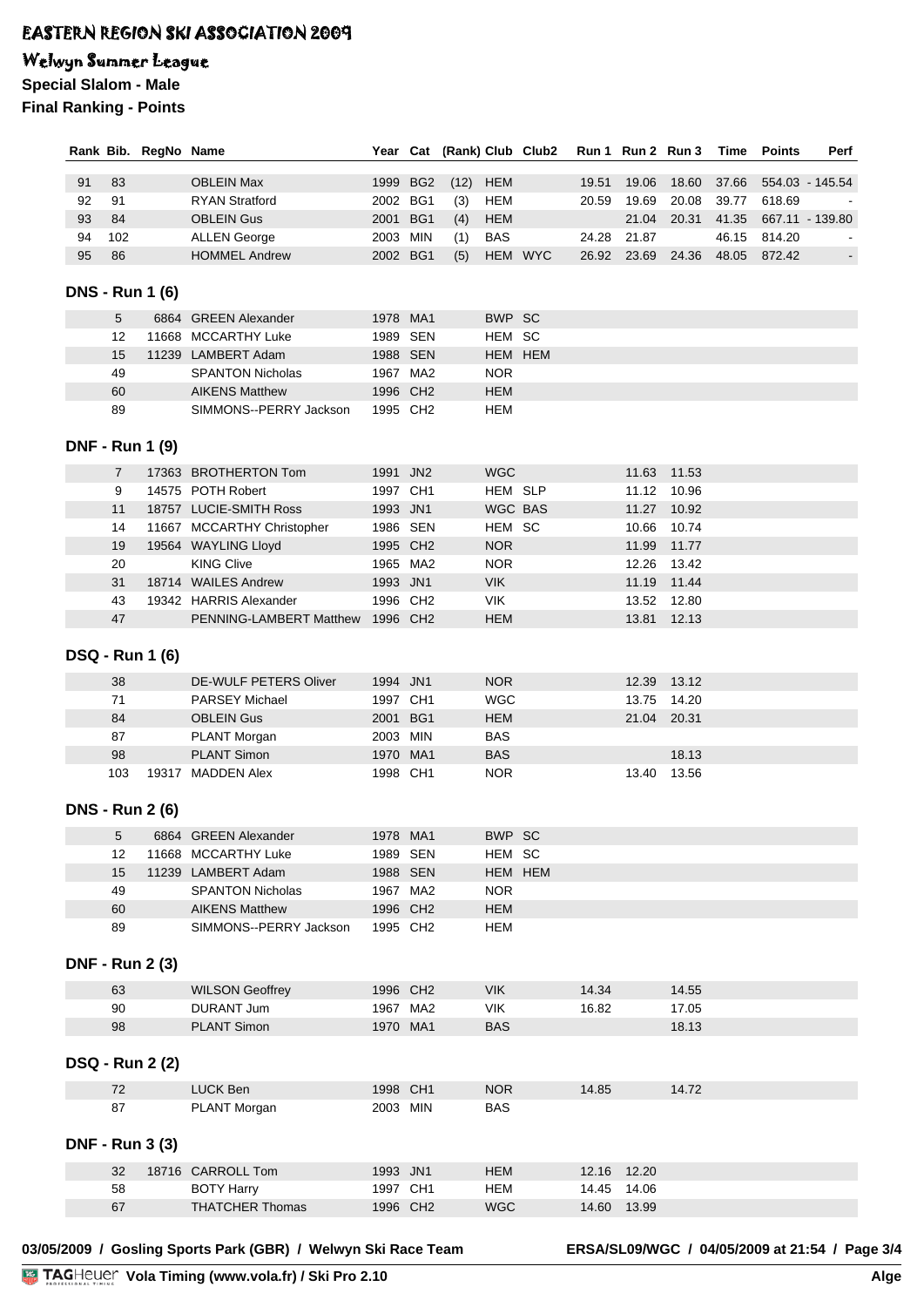# EASTERN REGION SKI ASSOCIATION 2009

## Welwyn Summer League

**Special Slalom - Male**

**Final Ranking - Points**

| Rank | Bib. | RegNo | Name | Year | Cat | (Rank) | Club | Club2 | Run 1 | Run 2 | Run 3 | Time | Points | Perf |
|---|---|---|---|---|---|---|---|---|---|---|---|---|---|---|
| 91 | 83 | | OBLEIN Max | 1999 | BG2 | (12) | HEM | | 19.51 | 19.06 | 18.60 | 37.66 | 554.03 | - 145.54 |
| 92 | 91 | | RYAN Stratford | 2002 | BG1 | (3) | HEM | | 20.59 | 19.69 | 20.08 | 39.77 | 618.69 | - |
| 93 | 84 | | OBLEIN Gus | 2001 | BG1 | (4) | HEM | | | 21.04 | 20.31 | 41.35 | 667.11 | - 139.80 |
| 94 | 102 | | ALLEN George | 2003 | MIN | (1) | BAS | | 24.28 | 21.87 | | 46.15 | 814.20 | - |
| 95 | 86 | | HOMMEL Andrew | 2002 | BG1 | (5) | HEM | WYC | 26.92 | 23.69 | 24.36 | 48.05 | 872.42 | - |

### DNS - Run 1 (6)

| Bib. | RegNo | Name | Year | Cat | Club | Club2 | Run 1 | Run 2 | Run 3 |
|---|---|---|---|---|---|---|---|---|---|
| 5 | 6864 | GREEN Alexander | 1978 | MA1 | BWP | SC | | | |
| 12 | 11668 | MCCARTHY Luke | 1989 | SEN | HEM | SC | | | |
| 15 | 11239 | LAMBERT Adam | 1988 | SEN | HEM | HEM | | | |
| 49 | | SPANTON Nicholas | 1967 | MA2 | NOR | | | | |
| 60 | | AIKENS Matthew | 1996 | CH2 | HEM | | | | |
| 89 | | SIMMONS--PERRY Jackson | 1995 | CH2 | HEM | | | | |

### DNF - Run 1 (9)

| Bib. | RegNo | Name | Year | Cat | Club | Club2 | Run 1 | Run 2 | Run 3 |
|---|---|---|---|---|---|---|---|---|---|
| 7 | 17363 | BROTHERTON Tom | 1991 | JN2 | WGC | | | 11.63 | 11.53 |
| 9 | 14575 | POTH Robert | 1997 | CH1 | HEM | SLP | | 11.12 | 10.96 |
| 11 | 18757 | LUCIE-SMITH Ross | 1993 | JN1 | WGC | BAS | | 11.27 | 10.92 |
| 14 | 11667 | MCCARTHY Christopher | 1986 | SEN | HEM | SC | | 10.66 | 10.74 |
| 19 | 19564 | WAYLING Lloyd | 1995 | CH2 | NOR | | | 11.99 | 11.77 |
| 20 | | KING Clive | 1965 | MA2 | NOR | | | 12.26 | 13.42 |
| 31 | 18714 | WAILES Andrew | 1993 | JN1 | VIK | | | 11.19 | 11.44 |
| 43 | 19342 | HARRIS Alexander | 1996 | CH2 | VIK | | | 13.52 | 12.80 |
| 47 | | PENNING-LAMBERT Matthew | 1996 | CH2 | HEM | | | 13.81 | 12.13 |

### DSQ - Run 1 (6)

| Bib. | RegNo | Name | Year | Cat | Club | Club2 | Run 1 | Run 2 | Run 3 |
|---|---|---|---|---|---|---|---|---|---|
| 38 | | DE-WULF PETERS Oliver | 1994 | JN1 | NOR | | | 12.39 | 13.12 |
| 71 | | PARSEY Michael | 1997 | CH1 | WGC | | | 13.75 | 14.20 |
| 84 | | OBLEIN Gus | 2001 | BG1 | HEM | | | 21.04 | 20.31 |
| 87 | | PLANT Morgan | 2003 | MIN | BAS | | | | |
| 98 | | PLANT Simon | 1970 | MA1 | BAS | | | | 18.13 |
| 103 | 19317 | MADDEN Alex | 1998 | CH1 | NOR | | | 13.40 | 13.56 |

### DNS - Run 2 (6)

| Bib. | RegNo | Name | Year | Cat | Club | Club2 | Run 1 | Run 2 | Run 3 |
|---|---|---|---|---|---|---|---|---|---|
| 5 | 6864 | GREEN Alexander | 1978 | MA1 | BWP | SC | | | |
| 12 | 11668 | MCCARTHY Luke | 1989 | SEN | HEM | SC | | | |
| 15 | 11239 | LAMBERT Adam | 1988 | SEN | HEM | HEM | | | |
| 49 | | SPANTON Nicholas | 1967 | MA2 | NOR | | | | |
| 60 | | AIKENS Matthew | 1996 | CH2 | HEM | | | | |
| 89 | | SIMMONS--PERRY Jackson | 1995 | CH2 | HEM | | | | |

### DNF - Run 2 (3)

| Bib. | RegNo | Name | Year | Cat | Club | Club2 | Run 1 | Run 2 | Run 3 |
|---|---|---|---|---|---|---|---|---|---|
| 63 | | WILSON Geoffrey | 1996 | CH2 | VIK | | 14.34 | | 14.55 |
| 90 | | DURANT Jum | 1967 | MA2 | VIK | | 16.82 | | 17.05 |
| 98 | | PLANT Simon | 1970 | MA1 | BAS | | | | 18.13 |

### DSQ - Run 2 (2)

| Bib. | RegNo | Name | Year | Cat | Club | Club2 | Run 1 | Run 2 | Run 3 |
|---|---|---|---|---|---|---|---|---|---|
| 72 | | LUCK Ben | 1998 | CH1 | NOR | | 14.85 | | 14.72 |
| 87 | | PLANT Morgan | 2003 | MIN | BAS | | | | |

### DNF - Run 3 (3)

| Bib. | RegNo | Name | Year | Cat | Club | Club2 | Run 1 | Run 2 | Run 3 |
|---|---|---|---|---|---|---|---|---|---|
| 32 | 18716 | CARROLL Tom | 1993 | JN1 | HEM | | 12.16 | 12.20 | |
| 58 | | BOTY Harry | 1997 | CH1 | HEM | | 14.45 | 14.06 | |
| 67 | | THATCHER Thomas | 1996 | CH2 | WGC | | 14.60 | 13.99 | |

**03/05/2009 / Gosling Sports Park (GBR) / Welwyn Ski Race Team** — **ERSA/SL09/WGC / 04/05/2009 at 21:54**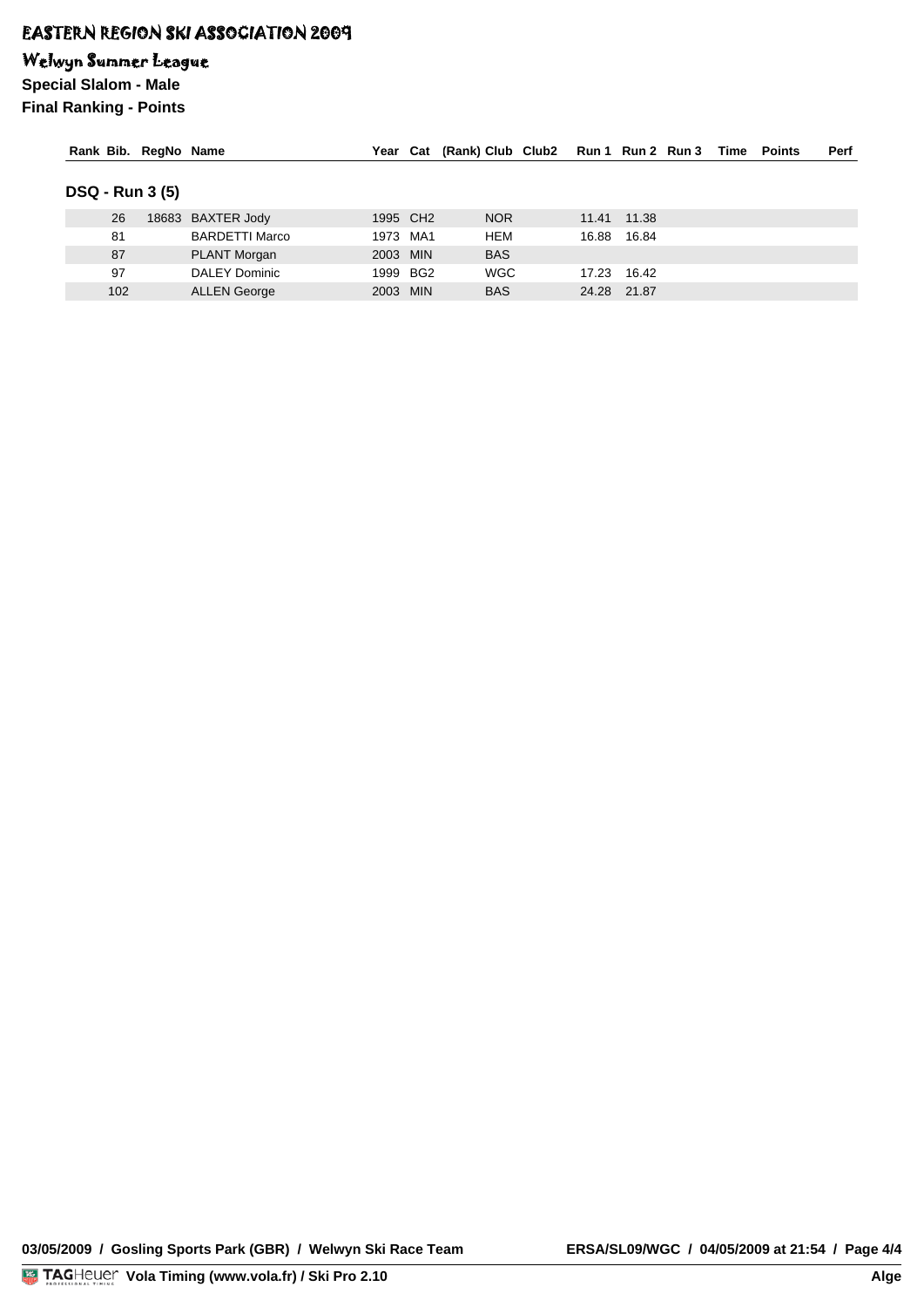# EASTERN REGION SKI ASSOCIATION 2009

## Welwyn Summer League

**Special Slalom - Male**

**Final Ranking - Points**

### DSQ - Run 3 (5)

| Rank | Bib. | RegNo | Name | Year | Cat | (Rank) | Club | Club2 | Run 1 | Run 2 | Run 3 | Time | Points | Perf |
|---|---|---|---|---|---|---|---|---|---|---|---|---|---|---|
| | 26 | 18683 | BAXTER Jody | 1995 | CH2 | | NOR | | 11.41 | 11.38 | | | | |
| | 81 | | BARDETTI Marco | 1973 | MA1 | | HEM | | 16.88 | 16.84 | | | | |
| | 87 | | PLANT Morgan | 2003 | MIN | | BAS | | | | | | | |
| | 97 | | DALEY Dominic | 1999 | BG2 | | WGC | | 17.23 | 16.42 | | | | |
| | 102 | | ALLEN George | 2003 | MIN | | BAS | | 24.28 | 21.87 | | | | |

03/05/2009 / Gosling Sports Park (GBR) / Welwyn Ski Race Team    ERSA/SL09/WGC / 04/05/2009 at 21:54

TAGHeuer Vola Timing (www.vola.fr) / Ski Pro 2.10    Alge